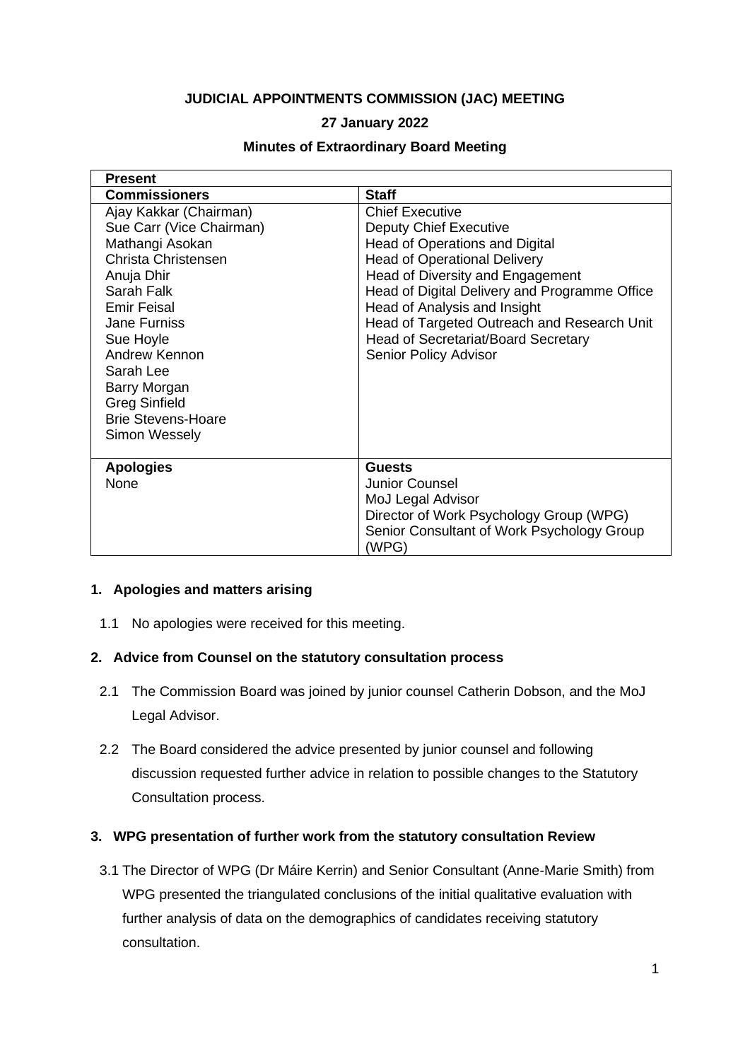**JUDICIAL APPOINTMENTS COMMISSION (JAC) MEETING**

**27 January 2022**

**Minutes of Extraordinary Board Meeting**

| **Present** | |
|---|---|
| **Commissioners** | **Staff** |
| Ajay Kakkar (Chairman)<br>Sue Carr (Vice Chairman)<br>Mathangi Asokan<br>Christa Christensen<br>Anuja Dhir<br>Sarah Falk<br>Emir Feisal<br>Jane Furniss<br>Sue Hoyle<br>Andrew Kennon<br>Sarah Lee<br>Barry Morgan<br>Greg Sinfield<br>Brie Stevens-Hoare<br>Simon Wessely | Chief Executive<br>Deputy Chief Executive<br>Head of Operations and Digital<br>Head of Operational Delivery<br>Head of Diversity and Engagement<br>Head of Digital Delivery and Programme Office<br>Head of Analysis and Insight<br>Head of Targeted Outreach and Research Unit<br>Head of Secretariat/Board Secretary<br>Senior Policy Advisor |
| **Apologies**<br>None | **Guests**<br>Junior Counsel<br>MoJ Legal Advisor<br>Director of Work Psychology Group (WPG)<br>Senior Consultant of Work Psychology Group (WPG) |

**1. Apologies and matters arising**

1.1 No apologies were received for this meeting.

**2. Advice from Counsel on the statutory consultation process**

2.1 The Commission Board was joined by junior counsel Catherin Dobson, and the MoJ Legal Advisor.

2.2 The Board considered the advice presented by junior counsel and following discussion requested further advice in relation to possible changes to the Statutory Consultation process.

**3. WPG presentation of further work from the statutory consultation Review**

3.1 The Director of WPG (Dr Máire Kerrin) and Senior Consultant (Anne-Marie Smith) from WPG presented the triangulated conclusions of the initial qualitative evaluation with further analysis of data on the demographics of candidates receiving statutory consultation.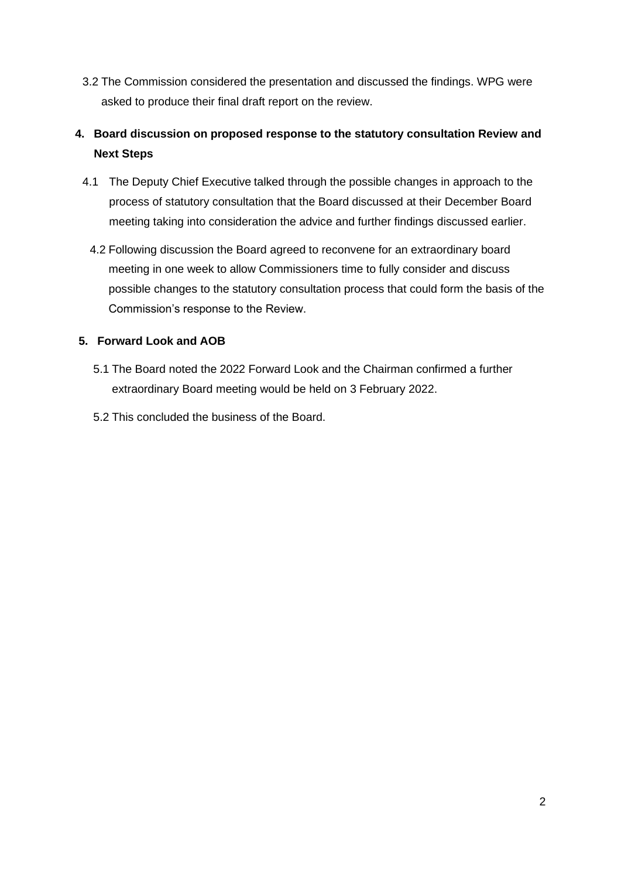3.2 The Commission considered the presentation and discussed the findings. WPG were asked to produce their final draft report on the review.

**4. Board discussion on proposed response to the statutory consultation Review and Next Steps**

4.1 The Deputy Chief Executive talked through the possible changes in approach to the process of statutory consultation that the Board discussed at their December Board meeting taking into consideration the advice and further findings discussed earlier.

4.2 Following discussion the Board agreed to reconvene for an extraordinary board meeting in one week to allow Commissioners time to fully consider and discuss possible changes to the statutory consultation process that could form the basis of the Commission's response to the Review.

**5. Forward Look and AOB**

5.1 The Board noted the 2022 Forward Look and the Chairman confirmed a further extraordinary Board meeting would be held on 3 February 2022.

5.2 This concluded the business of the Board.